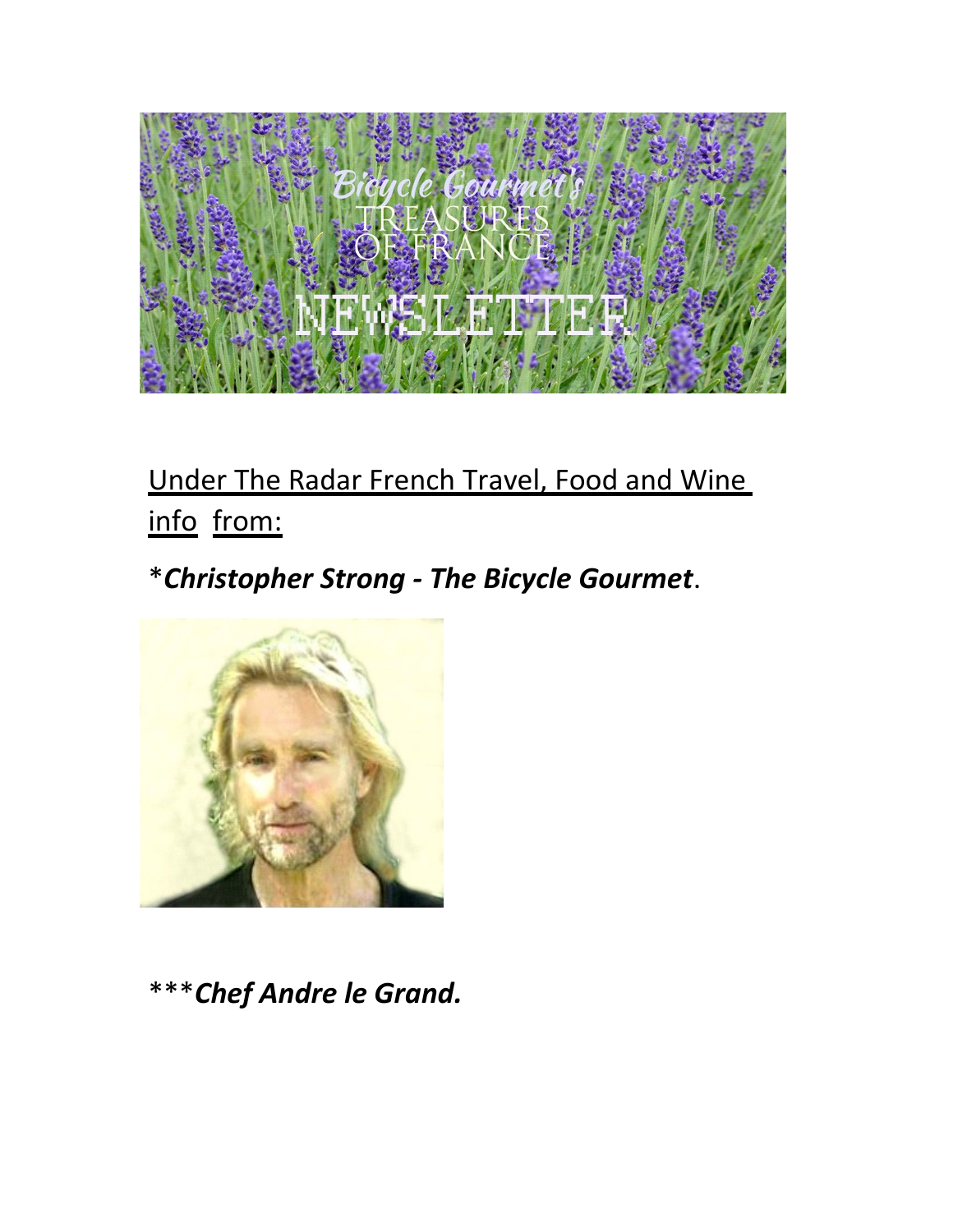Under The Radar French Travel, Food and Wine info from:

**Christopher Strong - The Bicycle Gourmet*.

***Chef Andre le Grand.***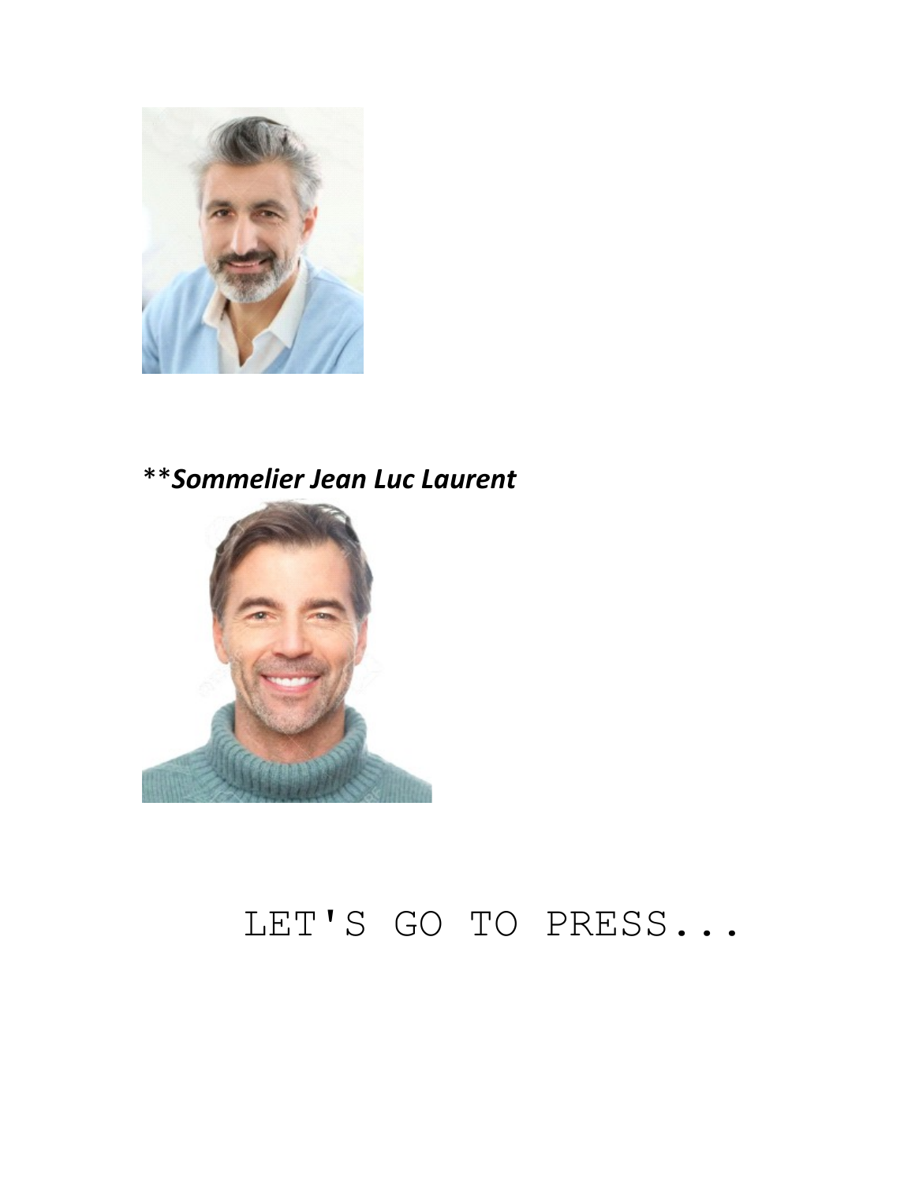***Sommelier Jean Luc Laurent***

LET'S GO TO PRESS...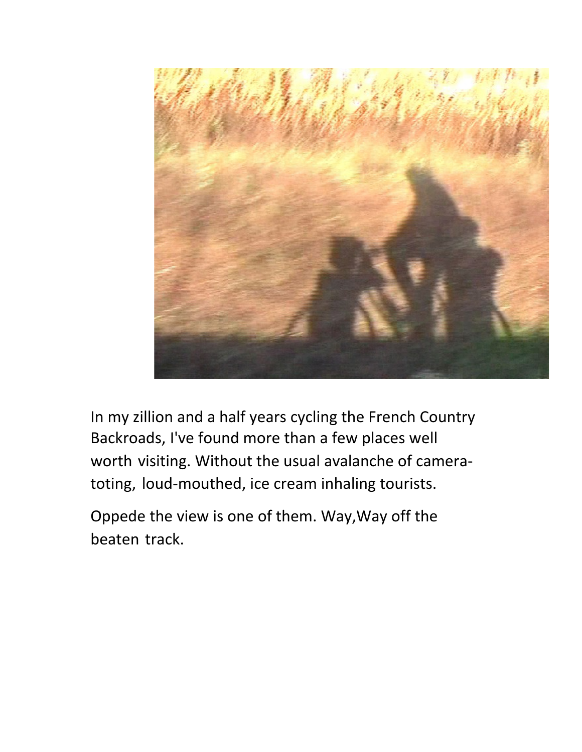In my zillion and a half years cycling the French Country Backroads, I've found more than a few places well worth visiting. Without the usual avalanche of camera-toting, loud-mouthed, ice cream inhaling tourists.

Oppede the view is one of them. Way,Way off the beaten track.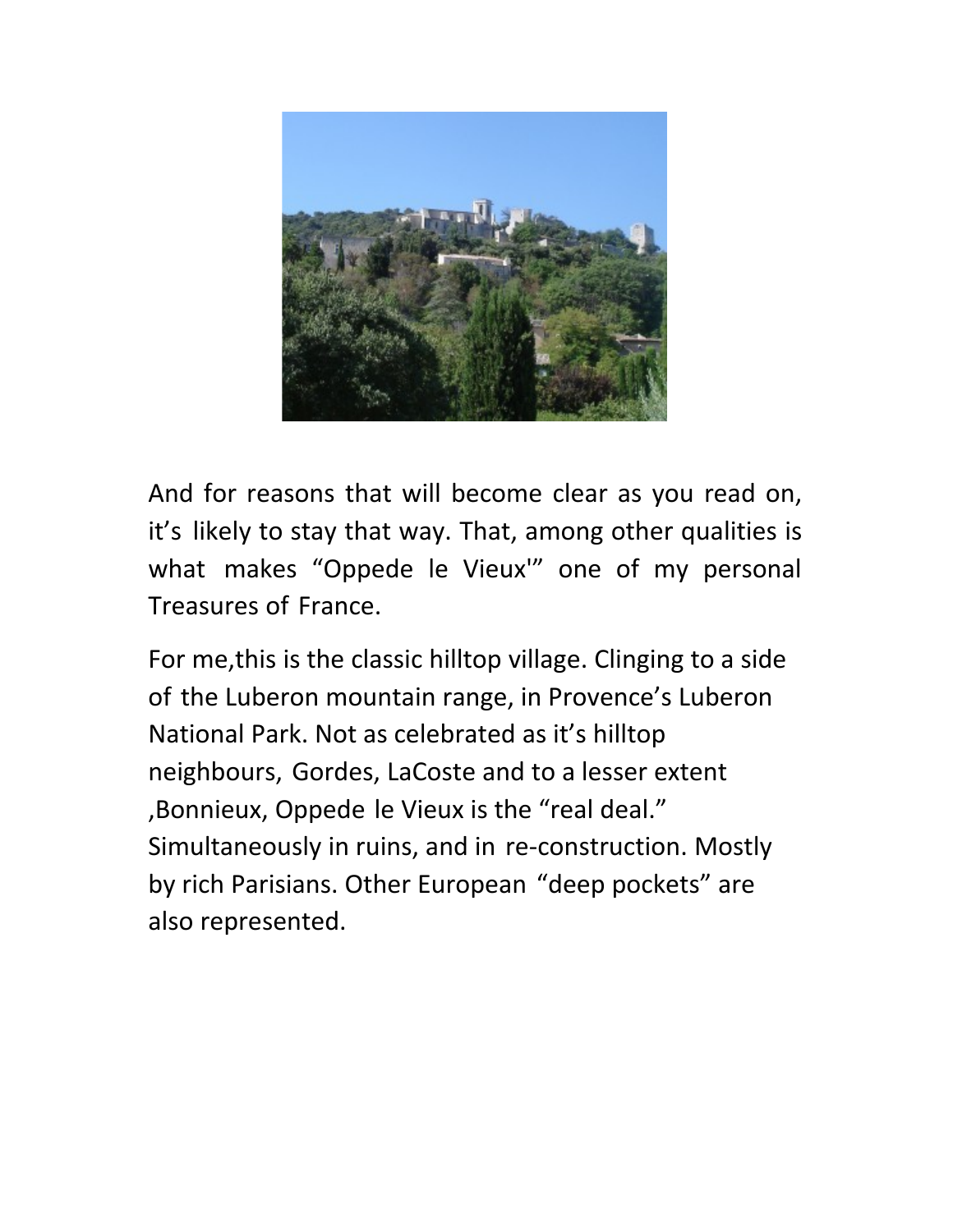And for reasons that will become clear as you read on, it's likely to stay that way. That, among other qualities is what makes "Oppede le Vieux'" one of my personal Treasures of France.

For me,this is the classic hilltop village. Clinging to a side of the Luberon mountain range, in Provence's Luberon National Park. Not as celebrated as it's hilltop neighbours, Gordes, LaCoste and to a lesser extent ,Bonnieux, Oppede le Vieux is the "real deal." Simultaneously in ruins, and in re-construction. Mostly by rich Parisians. Other European "deep pockets" are also represented.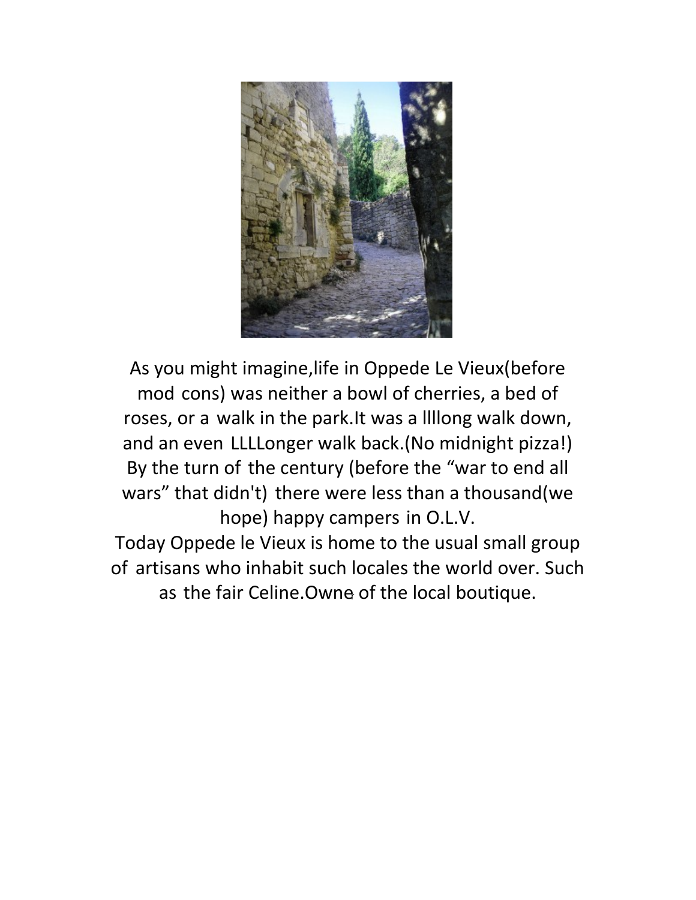As you might imagine,life in Oppede Le Vieux(before mod cons) was neither a bowl of cherries, a bed of roses, or a walk in the park.It was a llllong walk down, and an even LLLLonger walk back.(No midnight pizza!) By the turn of the century (before the "war to end all wars" that didn't) there were less than a thousand(we hope) happy campers in O.L.V.

Today Oppede le Vieux is home to the usual small group of artisans who inhabit such locales the world over. Such as the fair Celine.Owne of the local boutique.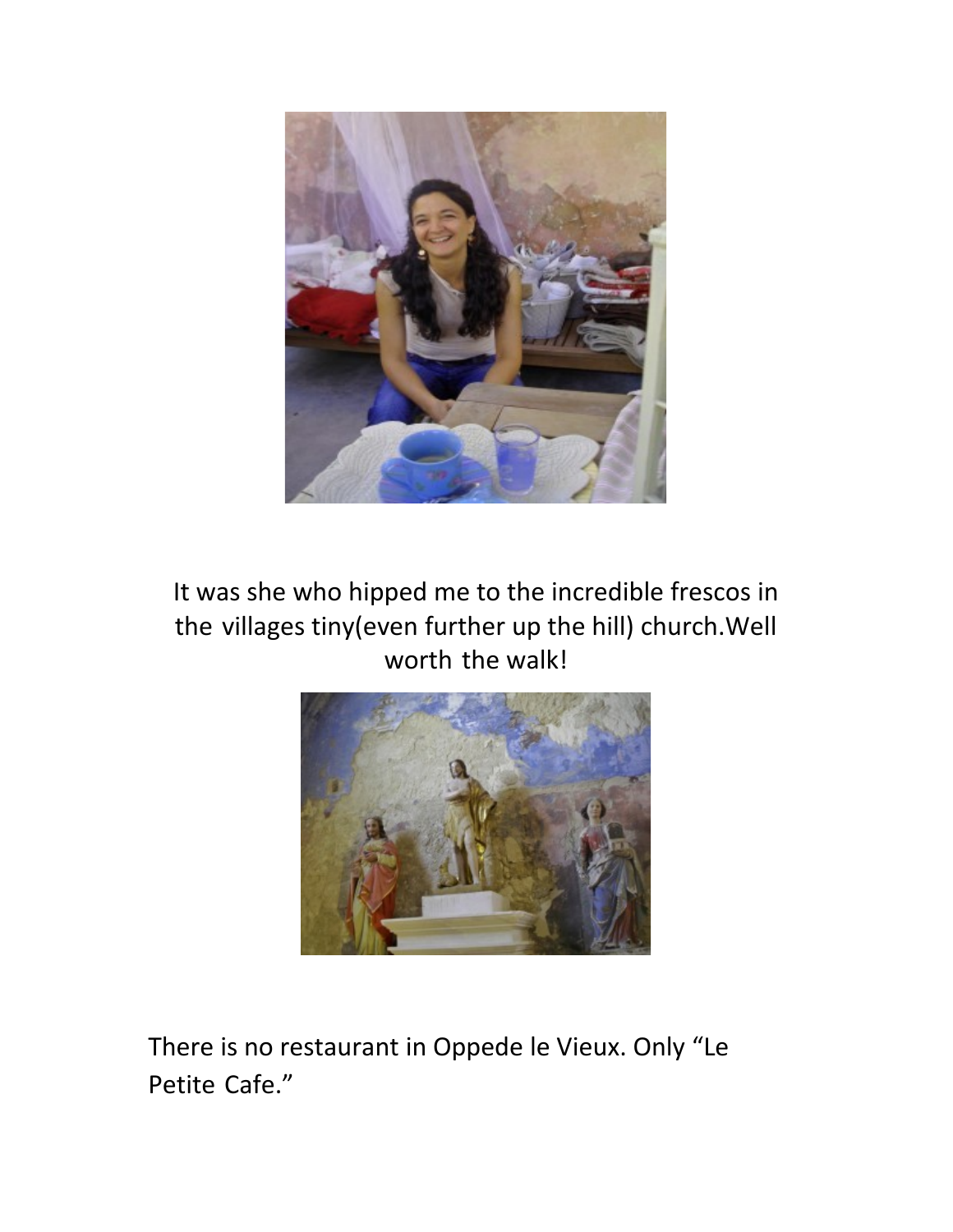It was she who hipped me to the incredible frescos in the villages tiny(even further up the hill) church.Well worth the walk!

There is no restaurant in Oppede le Vieux. Only “Le Petite Cafe.”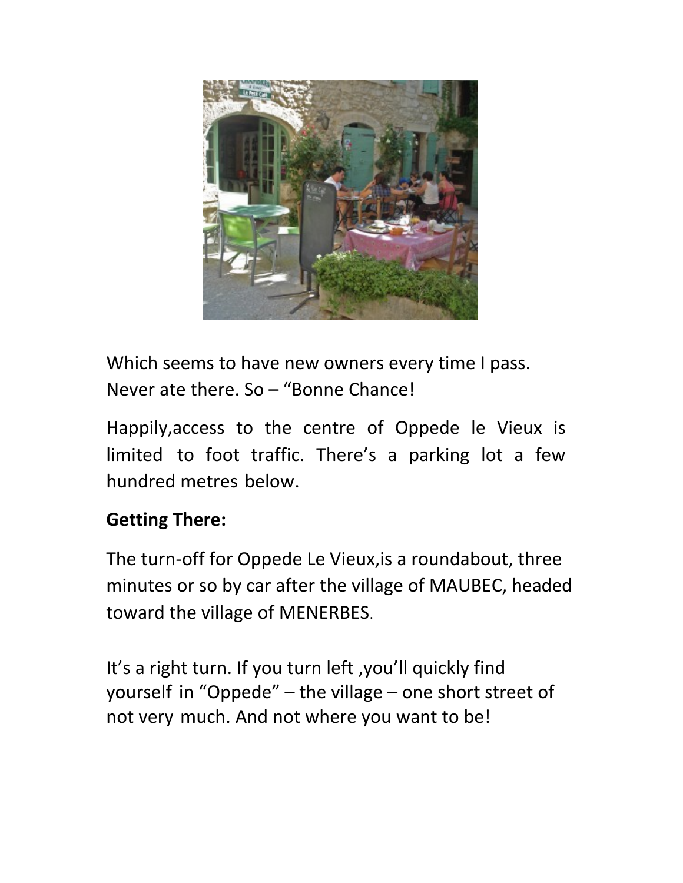Which seems to have new owners every time I pass. Never ate there. So – "Bonne Chance!

Happily,access to the centre of Oppede le Vieux is limited to foot traffic. There's a parking lot a few hundred metres below.

**Getting There:**

The turn-off for Oppede Le Vieux,is a roundabout, three minutes or so by car after the village of MAUBEC, headed toward the village of MENERBES.

It's a right turn. If you turn left ,you'll quickly find yourself in "Oppede" – the village – one short street of not very much. And not where you want to be!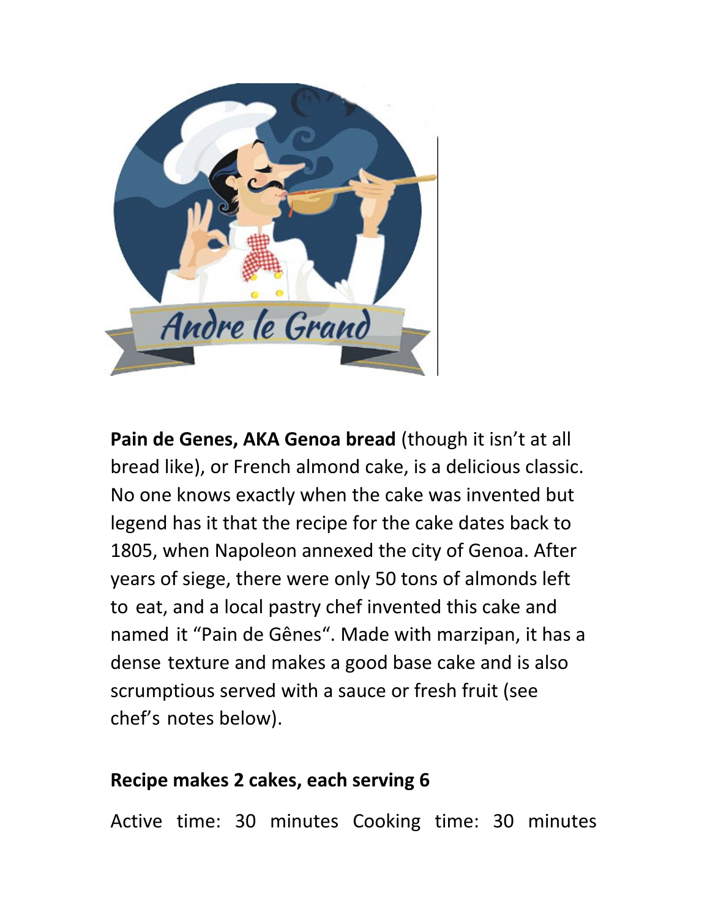Andre le Grand

**Pain de Genes, AKA Genoa bread** (though it isn't at all bread like), or French almond cake, is a delicious classic. No one knows exactly when the cake was invented but legend has it that the recipe for the cake dates back to 1805, when Napoleon annexed the city of Genoa. After years of siege, there were only 50 tons of almonds left to eat, and a local pastry chef invented this cake and named it "Pain de Gênes". Made with marzipan, it has a dense texture and makes a good base cake and is also scrumptious served with a sauce or fresh fruit (see chef's notes below).

**Recipe makes 2 cakes, each serving 6**

Active time: 30 minutes Cooking time: 30 minutes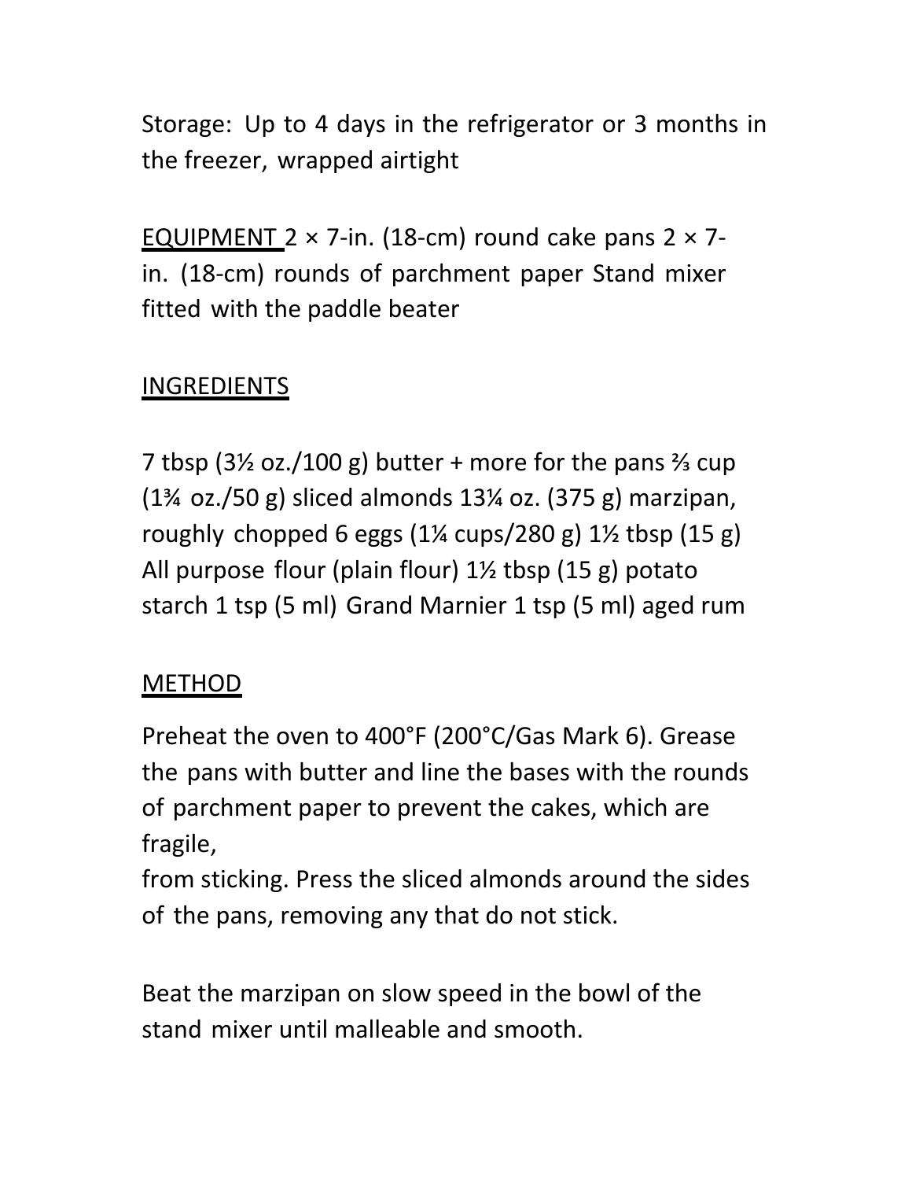Storage: Up to 4 days in the refrigerator or 3 months in the freezer, wrapped airtight

EQUIPMENT 2 × 7-in. (18-cm) round cake pans 2 × 7-in. (18-cm) rounds of parchment paper Stand mixer fitted with the paddle beater

INGREDIENTS

7 tbsp (3½ oz./100 g) butter + more for the pans ⅔ cup (1¾ oz./50 g) sliced almonds 13¼ oz. (375 g) marzipan, roughly chopped 6 eggs (1¼ cups/280 g) 1½ tbsp (15 g) All purpose flour (plain flour) 1½ tbsp (15 g) potato starch 1 tsp (5 ml) Grand Marnier 1 tsp (5 ml) aged rum

METHOD

Preheat the oven to 400°F (200°C/Gas Mark 6). Grease the pans with butter and line the bases with the rounds of parchment paper to prevent the cakes, which are fragile,
from sticking. Press the sliced almonds around the sides of the pans, removing any that do not stick.

Beat the marzipan on slow speed in the bowl of the stand mixer until malleable and smooth.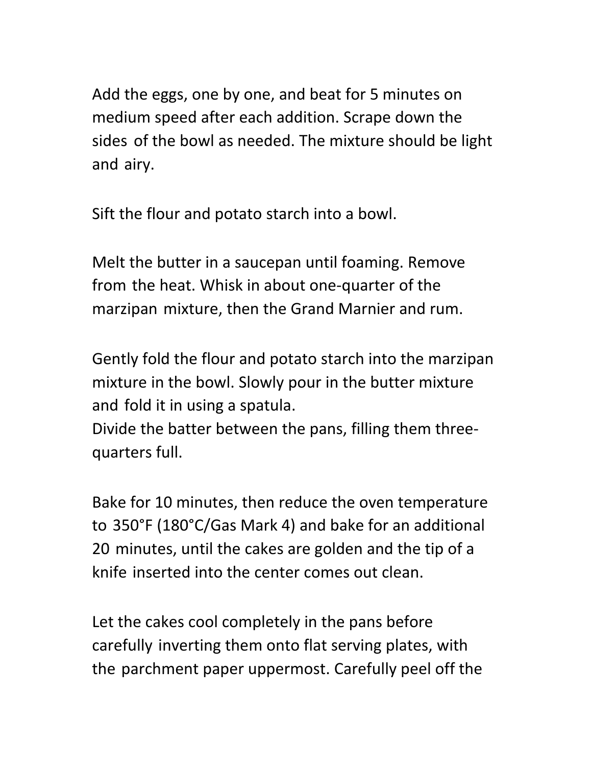Add the eggs, one by one, and beat for 5 minutes on medium speed after each addition. Scrape down the sides of the bowl as needed. The mixture should be light and airy.

Sift the flour and potato starch into a bowl.

Melt the butter in a saucepan until foaming. Remove from the heat. Whisk in about one-quarter of the marzipan mixture, then the Grand Marnier and rum.

Gently fold the flour and potato starch into the marzipan mixture in the bowl. Slowly pour in the butter mixture and fold it in using a spatula.
Divide the batter between the pans, filling them three-quarters full.

Bake for 10 minutes, then reduce the oven temperature to 350°F (180°C/Gas Mark 4) and bake for an additional 20 minutes, until the cakes are golden and the tip of a knife inserted into the center comes out clean.

Let the cakes cool completely in the pans before carefully inverting them onto flat serving plates, with the parchment paper uppermost. Carefully peel off the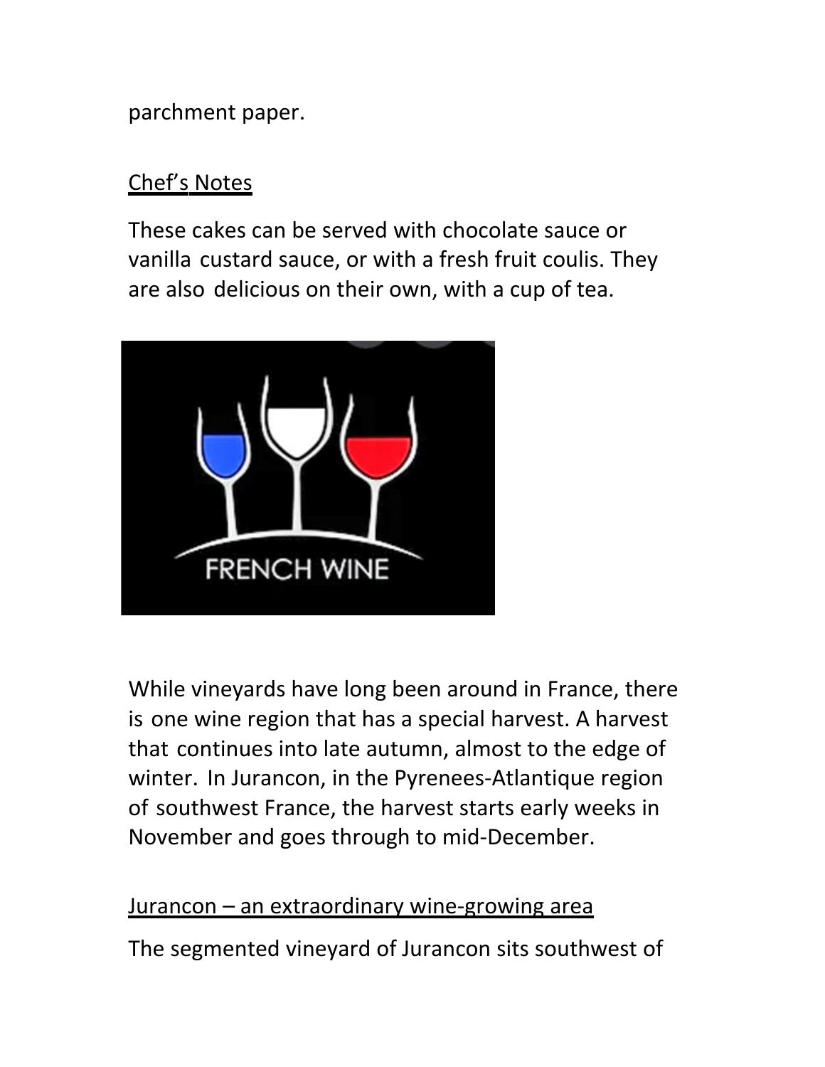parchment paper.

Chef’s Notes

These cakes can be served with chocolate sauce or vanilla custard sauce, or with a fresh fruit coulis. They are also delicious on their own, with a cup of tea.

While vineyards have long been around in France, there is one wine region that has a special harvest. A harvest that continues into late autumn, almost to the edge of winter. In Jurancon, in the Pyrenees-Atlantique region of southwest France, the harvest starts early weeks in November and goes through to mid-December.

Jurancon – an extraordinary wine-growing area

The segmented vineyard of Jurancon sits southwest of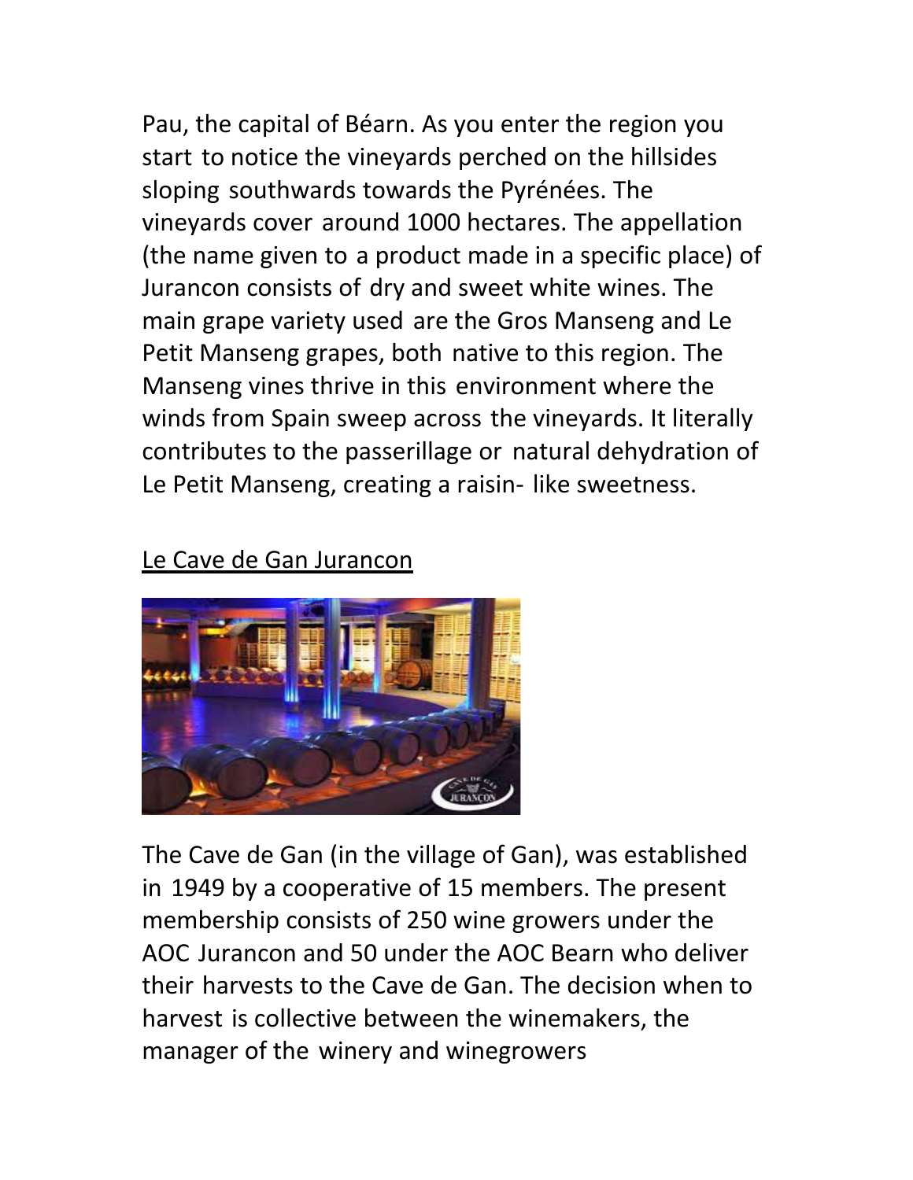Pau, the capital of Béarn. As you enter the region you start to notice the vineyards perched on the hillsides sloping southwards towards the Pyrénées. The vineyards cover around 1000 hectares. The appellation (the name given to a product made in a specific place) of Jurancon consists of dry and sweet white wines. The main grape variety used are the Gros Manseng and Le Petit Manseng grapes, both native to this region. The Manseng vines thrive in this environment where the winds from Spain sweep across the vineyards. It literally contributes to the passerillage or natural dehydration of Le Petit Manseng, creating a raisin- like sweetness.

<u>Le Cave de Gan Jurancon</u>

The Cave de Gan (in the village of Gan), was established in 1949 by a cooperative of 15 members. The present membership consists of 250 wine growers under the AOC Jurancon and 50 under the AOC Bearn who deliver their harvests to the Cave de Gan. The decision when to harvest is collective between the winemakers, the manager of the winery and winegrowers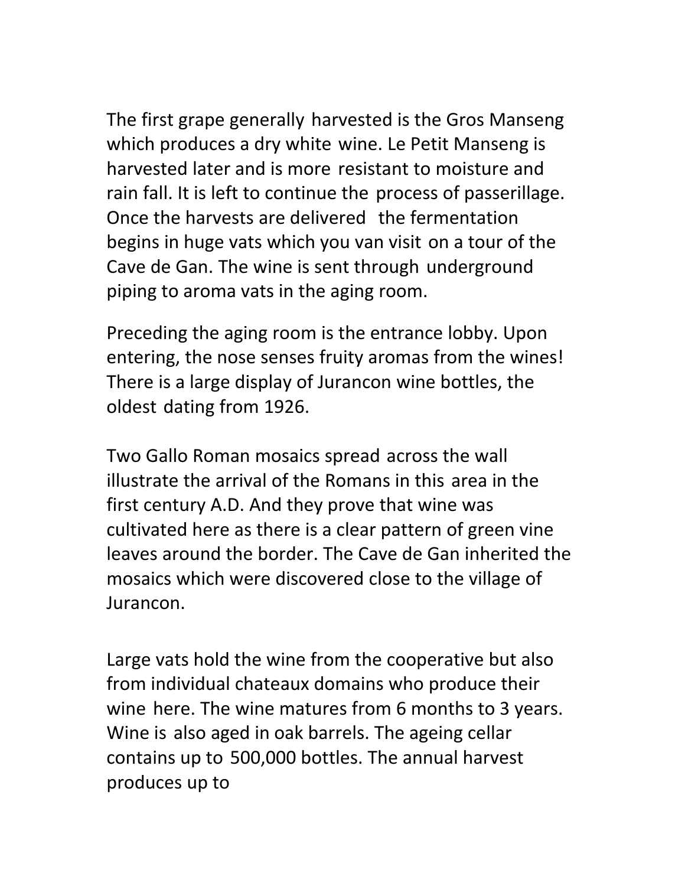The first grape generally harvested is the Gros Manseng which produces a dry white wine. Le Petit Manseng is harvested later and is more resistant to moisture and rain fall. It is left to continue the process of passerillage. Once the harvests are delivered the fermentation begins in huge vats which you van visit on a tour of the Cave de Gan. The wine is sent through underground piping to aroma vats in the aging room.

Preceding the aging room is the entrance lobby. Upon entering, the nose senses fruity aromas from the wines! There is a large display of Jurancon wine bottles, the oldest dating from 1926.

Two Gallo Roman mosaics spread across the wall illustrate the arrival of the Romans in this area in the first century A.D. And they prove that wine was cultivated here as there is a clear pattern of green vine leaves around the border. The Cave de Gan inherited the mosaics which were discovered close to the village of Jurancon.

Large vats hold the wine from the cooperative but also from individual chateaux domains who produce their wine here. The wine matures from 6 months to 3 years. Wine is also aged in oak barrels. The ageing cellar contains up to 500,000 bottles. The annual harvest produces up to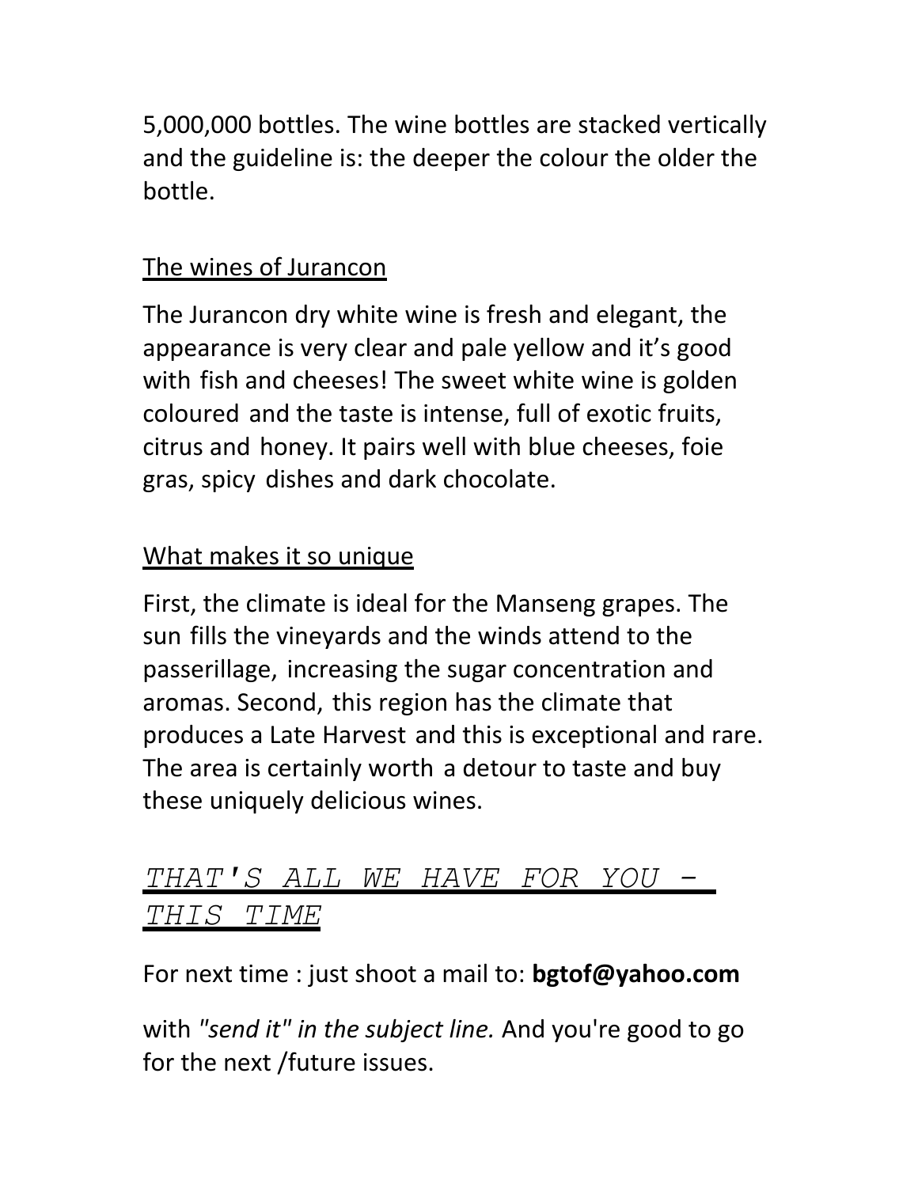5,000,000 bottles. The wine bottles are stacked vertically and the guideline is: the deeper the colour the older the bottle.

## The wines of Jurancon

The Jurancon dry white wine is fresh and elegant, the appearance is very clear and pale yellow and it's good with fish and cheeses! The sweet white wine is golden coloured and the taste is intense, full of exotic fruits, citrus and honey. It pairs well with blue cheeses, foie gras, spicy dishes and dark chocolate.

## What makes it so unique

First, the climate is ideal for the Manseng grapes. The sun fills the vineyards and the winds attend to the passerillage, increasing the sugar concentration and aromas. Second, this region has the climate that produces a Late Harvest and this is exceptional and rare. The area is certainly worth a detour to taste and buy these uniquely delicious wines.

## *THAT'S ALL WE HAVE FOR YOU - THIS TIME*

For next time : just shoot a mail to: **bgtof@yahoo.com**

with *"send it" in the subject line.* And you're good to go for the next /future issues.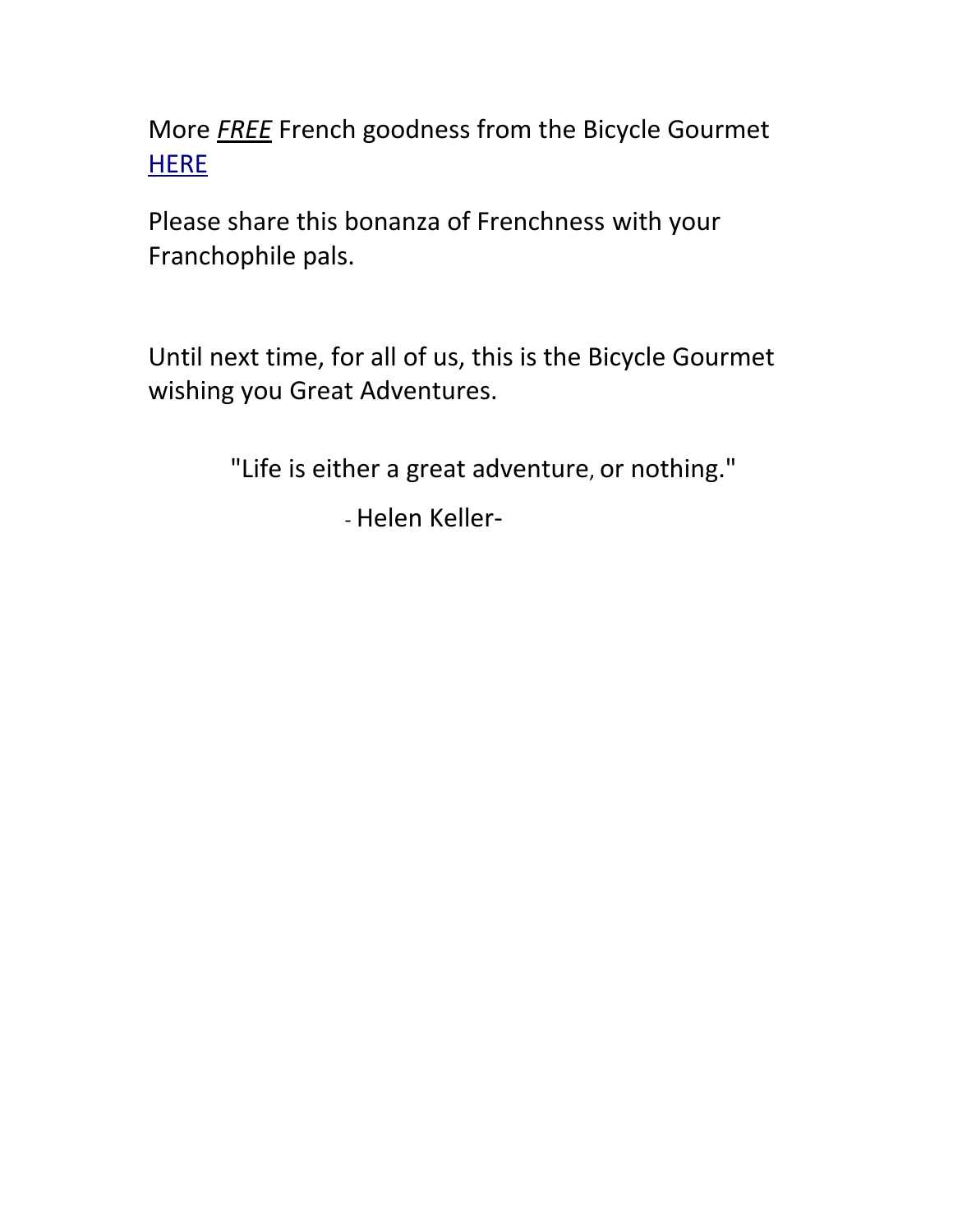More ***FREE*** French goodness from the Bicycle Gourmet HERE

Please share this bonanza of Frenchness with your Franchophile pals.

Until next time, for all of us, this is the Bicycle Gourmet wishing you Great Adventures.

"Life is either a great adventure, or nothing."

- Helen Keller-